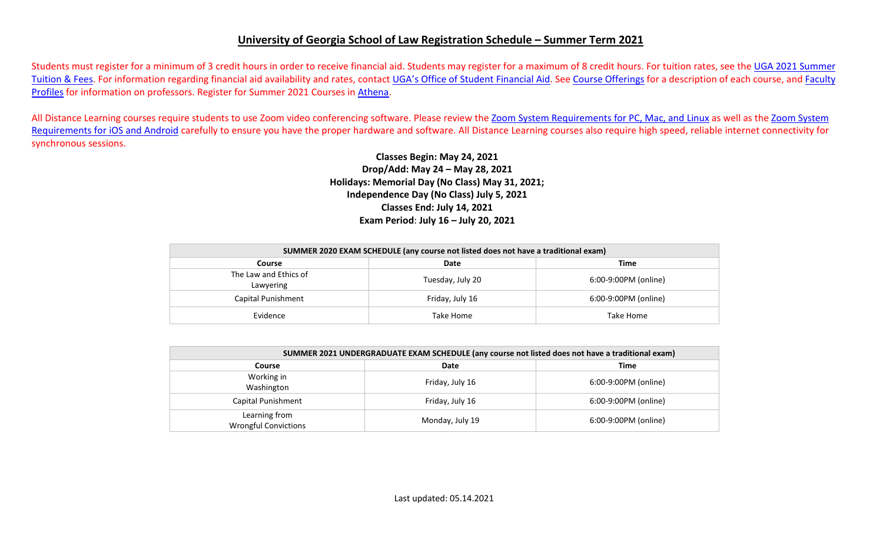# University of Georgia School of Law Registration Schedule – Summer Term 2021

Students must register for a minimum of 3 credit hours in order to receive financial aid. Students may register for a maximum of 8 credit hours. For tuition rates, see the UGA 2021 Summer Tuition & Fees. For information regarding financial aid availability and rates, contact UGA's Office of Student Financial Aid. See Course Offerings for a description of each course, and Faculty Profiles for information on professors. Register for Summer 2021 Courses in Athena.

All Distance Learning courses require students to use Zoom video conferencing software. Please review the Zoom System Requirements for PC, Mac, and Linux as well as the Zoom System Requirements for iOS and Android carefully to ensure you have the proper hardware and software. All Distance Learning courses also require high speed, reliable internet connectivity for synchronous sessions.

**Classes Begin: May 24, 2021**
**Drop/Add: May 24 – May 28, 2021**
**Holidays: Memorial Day (No Class) May 31, 2021;**
**Independence Day (No Class) July 5, 2021**
**Classes End: July 14, 2021**
**Exam Period: July 16 – July 20, 2021**

| SUMMER 2020 EXAM SCHEDULE (any course not listed does not have a traditional exam) | | |
|---|---|---|
| **Course** | **Date** | **Time** |
| The Law and Ethics of Lawyering | Tuesday, July 20 | 6:00-9:00PM (online) |
| Capital Punishment | Friday, July 16 | 6:00-9:00PM (online) |
| Evidence | Take Home | Take Home |

| SUMMER 2021 UNDERGRADUATE EXAM SCHEDULE (any course not listed does not have a traditional exam) | | |
|---|---|---|
| **Course** | **Date** | **Time** |
| Working in Washington | Friday, July 16 | 6:00-9:00PM (online) |
| Capital Punishment | Friday, July 16 | 6:00-9:00PM (online) |
| Learning from Wrongful Convictions | Monday, July 19 | 6:00-9:00PM (online) |

Last updated: 05.14.2021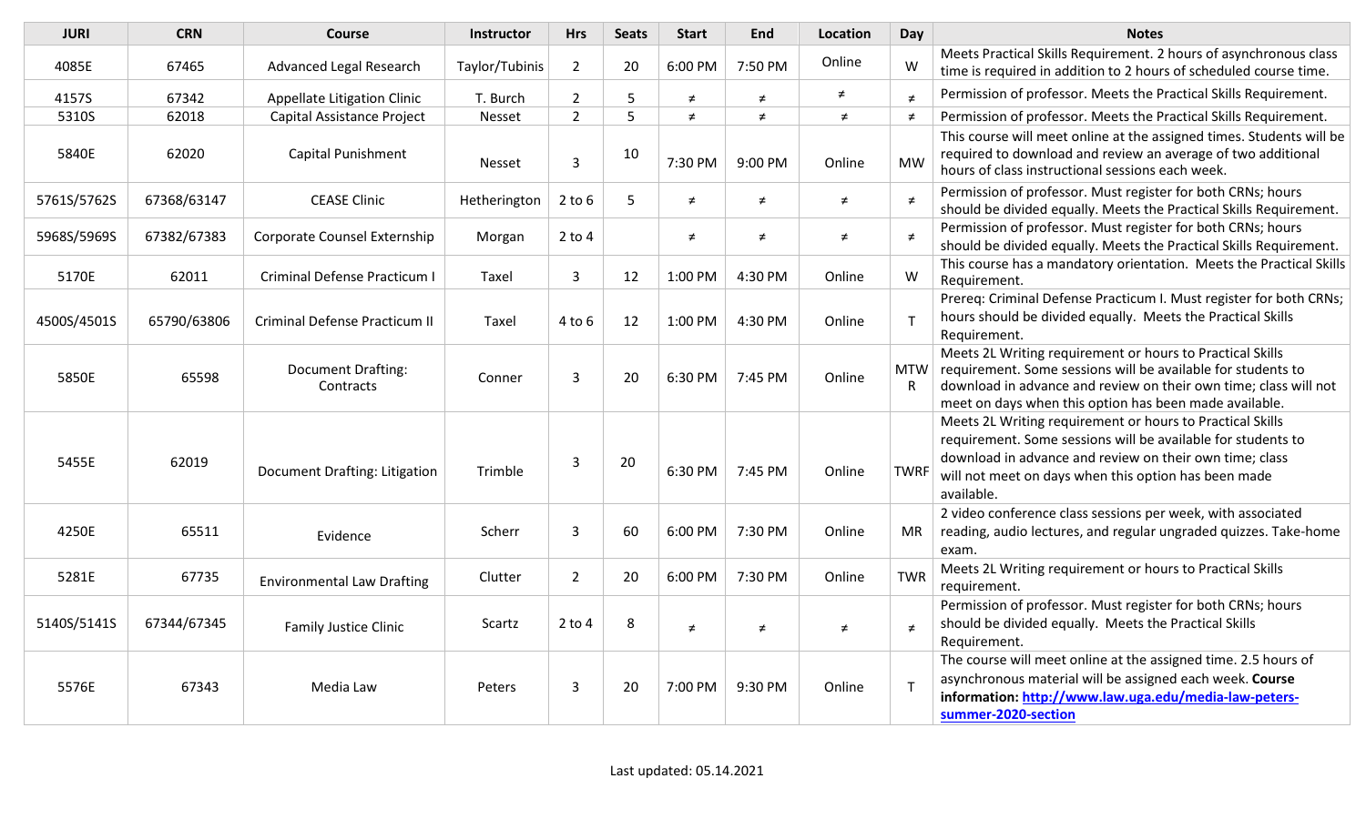| JURI | CRN | Course | Instructor | Hrs | Seats | Start | End | Location | Day | Notes |
|---|---|---|---|---|---|---|---|---|---|---|
| 4085E | 67465 | Advanced Legal Research | Taylor/Tubinis | 2 | 20 | 6:00 PM | 7:50 PM | Online | W | Meets Practical Skills Requirement. 2 hours of asynchronous class time is required in addition to 2 hours of scheduled course time. |
| 4157S | 67342 | Appellate Litigation Clinic | T. Burch | 2 | 5 | ≠ | ≠ | ≠ | ≠ | Permission of professor. Meets the Practical Skills Requirement. |
| 5310S | 62018 | Capital Assistance Project | Nesset | 2 | 5 | ≠ | ≠ | ≠ | ≠ | Permission of professor. Meets the Practical Skills Requirement. |
| 5840E | 62020 | Capital Punishment | Nesset | 3 | 10 | 7:30 PM | 9:00 PM | Online | MW | This course will meet online at the assigned times. Students will be required to download and review an average of two additional hours of class instructional sessions each week. |
| 5761S/5762S | 67368/63147 | CEASE Clinic | Hetherington | 2 to 6 | 5 | ≠ | ≠ | ≠ | ≠ | Permission of professor. Must register for both CRNs; hours should be divided equally. Meets the Practical Skills Requirement. |
| 5968S/5969S | 67382/67383 | Corporate Counsel Externship | Morgan | 2 to 4 | | ≠ | ≠ | ≠ | ≠ | Permission of professor. Must register for both CRNs; hours should be divided equally. Meets the Practical Skills Requirement. |
| 5170E | 62011 | Criminal Defense Practicum I | Taxel | 3 | 12 | 1:00 PM | 4:30 PM | Online | W | This course has a mandatory orientation. Meets the Practical Skills Requirement. |
| 4500S/4501S | 65790/63806 | Criminal Defense Practicum II | Taxel | 4 to 6 | 12 | 1:00 PM | 4:30 PM | Online | T | Prereq: Criminal Defense Practicum I. Must register for both CRNs; hours should be divided equally. Meets the Practical Skills Requirement. |
| 5850E | 65598 | Document Drafting: Contracts | Conner | 3 | 20 | 6:30 PM | 7:45 PM | Online | MTWR | Meets 2L Writing requirement or hours to Practical Skills requirement. Some sessions will be available for students to download in advance and review on their own time; class will not meet on days when this option has been made available. |
| 5455E | 62019 | Document Drafting: Litigation | Trimble | 3 | 20 | 6:30 PM | 7:45 PM | Online | TWRF | Meets 2L Writing requirement or hours to Practical Skills requirement. Some sessions will be available for students to download in advance and review on their own time; class will not meet on days when this option has been made available. |
| 4250E | 65511 | Evidence | Scherr | 3 | 60 | 6:00 PM | 7:30 PM | Online | MR | 2 video conference class sessions per week, with associated reading, audio lectures, and regular ungraded quizzes. Take-home exam. |
| 5281E | 67735 | Environmental Law Drafting | Clutter | 2 | 20 | 6:00 PM | 7:30 PM | Online | TWR | Meets 2L Writing requirement or hours to Practical Skills requirement. |
| 5140S/5141S | 67344/67345 | Family Justice Clinic | Scartz | 2 to 4 | 8 | ≠ | ≠ | ≠ | ≠ | Permission of professor. Must register for both CRNs; hours should be divided equally. Meets the Practical Skills Requirement. |
| 5576E | 67343 | Media Law | Peters | 3 | 20 | 7:00 PM | 9:30 PM | Online | T | The course will meet online at the assigned time. 2.5 hours of asynchronous material will be assigned each week. **Course information: http://www.law.uga.edu/media-law-peters-summer-2020-section** |

Last updated: 05.14.2021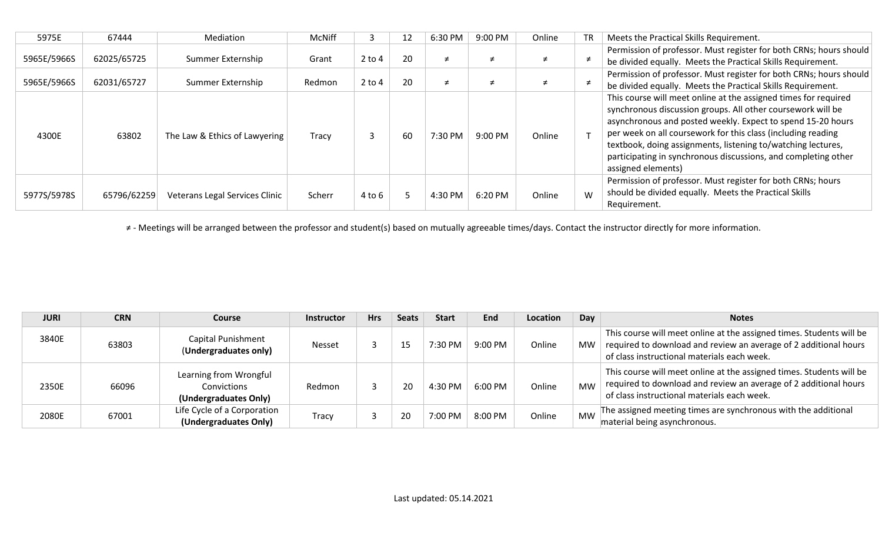| | | | | | | | | | | |
|---|---|---|---|---|---|---|---|---|---|---|
| 5975E | 67444 | Mediation | McNiff | 3 | 12 | 6:30 PM | 9:00 PM | Online | TR | Meets the Practical Skills Requirement. |
| 5965E/5966S | 62025/65725 | Summer Externship | Grant | 2 to 4 | 20 | ≠ | ≠ | ≠ | ≠ | Permission of professor. Must register for both CRNs; hours should be divided equally. Meets the Practical Skills Requirement. |
| 5965E/5966S | 62031/65727 | Summer Externship | Redmon | 2 to 4 | 20 | ≠ | ≠ | ≠ | ≠ | Permission of professor. Must register for both CRNs; hours should be divided equally. Meets the Practical Skills Requirement. |
| 4300E | 63802 | The Law & Ethics of Lawyering | Tracy | 3 | 60 | 7:30 PM | 9:00 PM | Online | T | This course will meet online at the assigned times for required synchronous discussion groups. All other coursework will be asynchronous and posted weekly. Expect to spend 15-20 hours per week on all coursework for this class (including reading textbook, doing assignments, listening to/watching lectures, participating in synchronous discussions, and completing other assigned elements) |
| 5977S/5978S | 65796/62259 | Veterans Legal Services Clinic | Scherr | 4 to 6 | 5 | 4:30 PM | 6:20 PM | Online | W | Permission of professor. Must register for both CRNs; hours should be divided equally. Meets the Practical Skills Requirement. |

≠ - Meetings will be arranged between the professor and student(s) based on mutually agreeable times/days. Contact the instructor directly for more information.

| JURI | CRN | Course | Instructor | Hrs | Seats | Start | End | Location | Day | Notes |
|---|---|---|---|---|---|---|---|---|---|---|
| 3840E | 63803 | Capital Punishment (**Undergraduates only)** | Nesset | 3 | 15 | 7:30 PM | 9:00 PM | Online | MW | This course will meet online at the assigned times. Students will be required to download and review an average of 2 additional hours of class instructional materials each week. |
| 2350E | 66096 | Learning from Wrongful Convictions **(Undergraduates Only)** | Redmon | 3 | 20 | 4:30 PM | 6:00 PM | Online | MW | This course will meet online at the assigned times. Students will be required to download and review an average of 2 additional hours of class instructional materials each week. |
| 2080E | 67001 | Life Cycle of a Corporation **(Undergraduates Only)** | Tracy | 3 | 20 | 7:00 PM | 8:00 PM | Online | MW | The assigned meeting times are synchronous with the additional material being asynchronous. |

Last updated: 05.14.2021